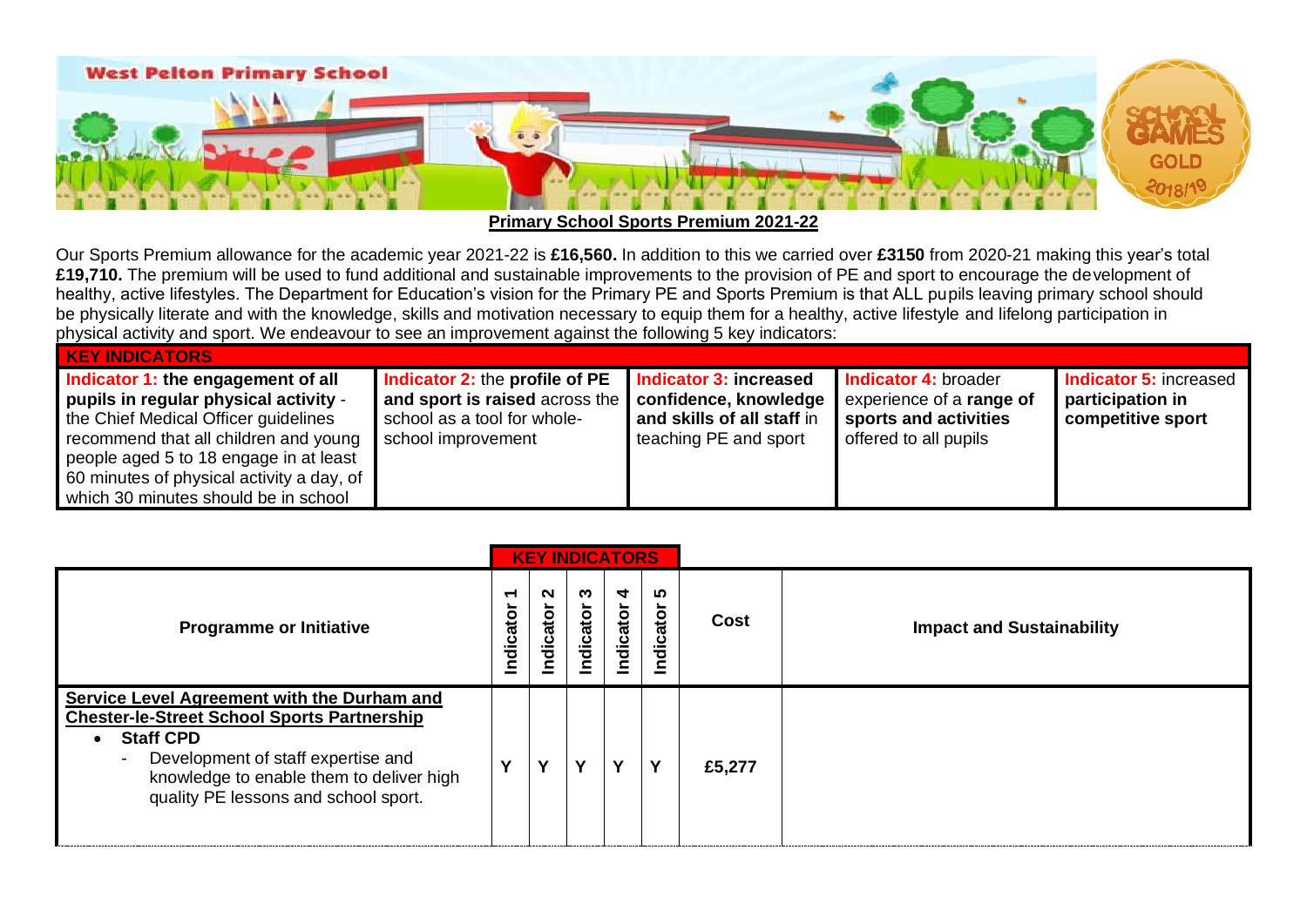**West Pelton Primary School**

## Primary School Sports Premium 2021-22

Our Sports Premium allowance for the academic year 2021-22 is **£16,560.** In addition to this we carried over **£3150** from 2020-21 making this year's total **£19,710.** The premium will be used to fund additional and sustainable improvements to the provision of PE and sport to encourage the development of healthy, active lifestyles. The Department for Education's vision for the Primary PE and Sports Premium is that ALL pupils leaving primary school should be physically literate and with the knowledge, skills and motivation necessary to equip them for a healthy, active lifestyle and lifelong participation in physical activity and sport. We endeavour to see an improvement against the following 5 key indicators:

| KEY INDICATORS | | | | |
|---|---|---|---|---|
| **Indicator 1: the engagement of all pupils in regular physical activity** - the Chief Medical Officer guidelines recommend that all children and young people aged 5 to 18 engage in at least 60 minutes of physical activity a day, of which 30 minutes should be in school | **Indicator 2:** the **profile of PE and sport is raised** across the school as a tool for whole-school improvement | **Indicator 3: increased confidence, knowledge and skills of all staff** in teaching PE and sport | **Indicator 4:** broader experience of a **range of sports and activities** offered to all pupils | **Indicator 5:** increased **participation in competitive sport** |

| Programme or Initiative | KEY INDICATORS | | | | | Cost | Impact and Sustainability |
|---|---|---|---|---|---|---|---|
| | Indicator 1 | Indicator 2 | Indicator 3 | Indicator 4 | Indicator 5 | | |
| **Service Level Agreement with the Durham and Chester-le-Street School Sports Partnership**<br>• **Staff CPD**<br>- Development of staff expertise and knowledge to enable them to deliver high quality PE lessons and school sport. | Y | Y | Y | Y | Y | £5,277 | |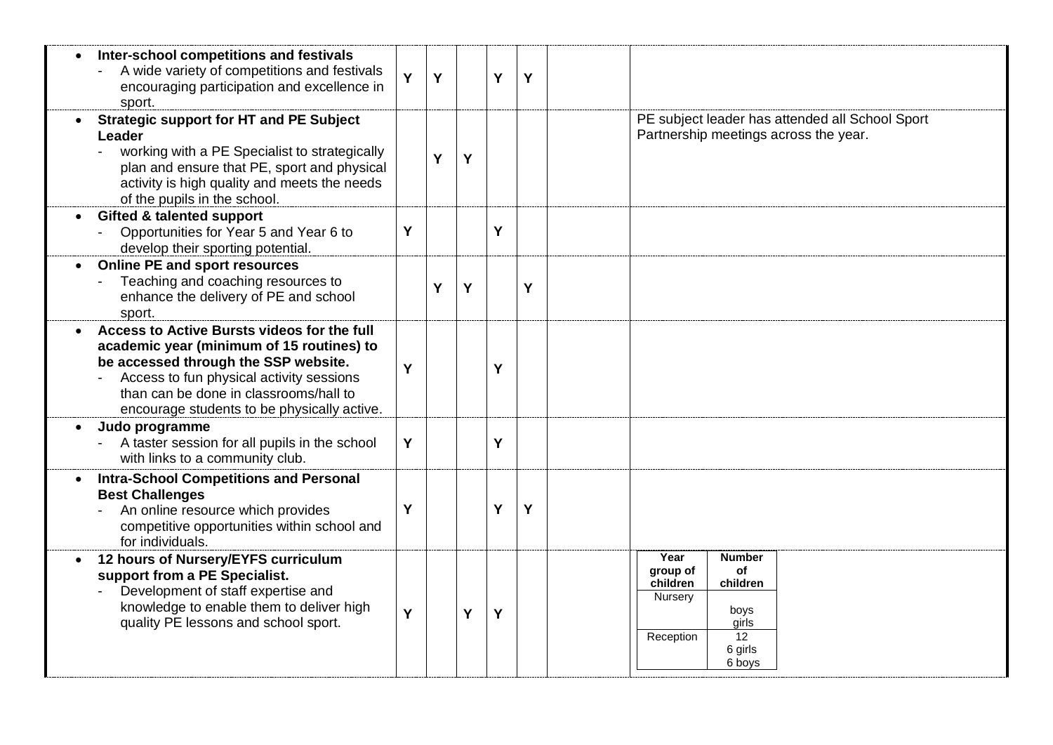| | | | | | | | |
|---|---|---|---|---|---|---|---|
| • **Inter-school competitions and festivals**<br>- A wide variety of competitions and festivals encouraging participation and excellence in sport. | Y | Y | | Y | Y | | |
| • **Strategic support for HT and PE Subject Leader**<br>- working with a PE Specialist to strategically plan and ensure that PE, sport and physical activity is high quality and meets the needs of the pupils in the school. | | Y | Y | | | | PE subject leader has attended all School Sport Partnership meetings across the year. |
| • **Gifted & talented support**<br>- Opportunities for Year 5 and Year 6 to develop their sporting potential. | Y | | | Y | | | |
| • **Online PE and sport resources**<br>- Teaching and coaching resources to enhance the delivery of PE and school sport. | | Y | Y | | Y | | |
| • **Access to Active Bursts videos for the full academic year (minimum of 15 routines) to be accessed through the SSP website.**<br>- Access to fun physical activity sessions than can be done in classrooms/hall to encourage students to be physically active. | Y | | | Y | | | |
| • **Judo programme**<br>- A taster session for all pupils in the school with links to a community club. | Y | | | Y | | | |
| • **Intra-School Competitions and Personal Best Challenges**<br>- An online resource which provides competitive opportunities within school and for individuals. | Y | | | Y | Y | | |
| • **12 hours of Nursery/EYFS curriculum support from a PE Specialist.**<br>- Development of staff expertise and knowledge to enable them to deliver high quality PE lessons and school sport. | Y | | Y | Y | | | **Year group of children** / **Number of children**<br>Nursery: boys, girls<br>Reception: 12 (6 girls, 6 boys) |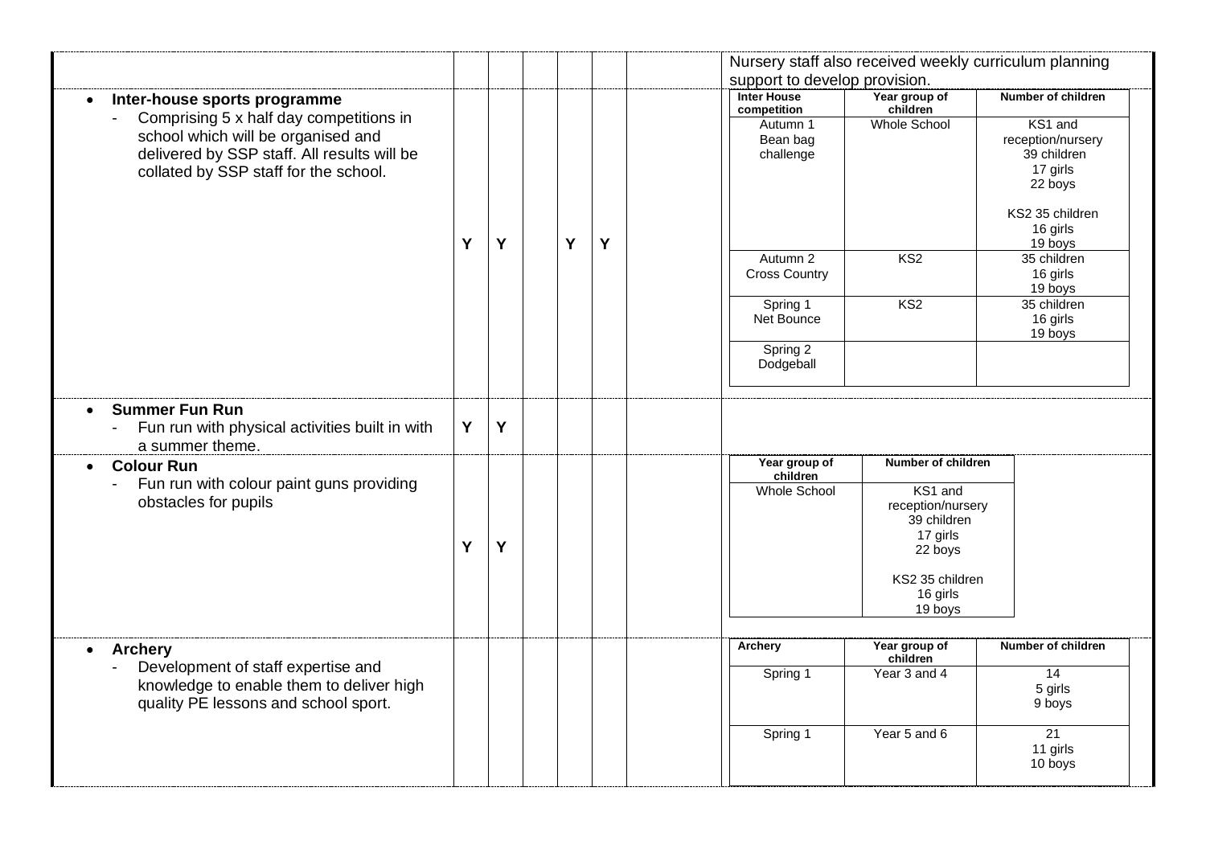| | | | | | | | |
|---|---|---|---|---|---|---|---|
| | | | | | | | Nursery staff also received weekly curriculum planning support to develop provision. |
| • **Inter-house sports programme**<br>- Comprising 5 x half day competitions in school which will be organised and delivered by SSP staff. All results will be collated by SSP staff for the school. | Y | Y | | Y | Y | | **Inter House competition** / **Year group of children** / **Number of children**<br>Autumn 1 Bean bag challenge / Whole School / KS1 and reception/nursery 39 children 17 girls 22 boys; KS2 35 children 16 girls 19 boys<br>Autumn 2 Cross Country / KS2 / 35 children 16 girls 19 boys<br>Spring 1 Net Bounce / KS2 / 35 children 16 girls 19 boys<br>Spring 2 Dodgeball / / |
| • **Summer Fun Run**<br>- Fun run with physical activities built in with a summer theme. | Y | Y | | | | | |
| • **Colour Run**<br>- Fun run with colour paint guns providing obstacles for pupils | Y | Y | | | | | **Year group of children** / **Number of children**<br>Whole School / KS1 and reception/nursery 39 children 17 girls 22 boys; KS2 35 children 16 girls 19 boys |
| • **Archery**<br>- Development of staff expertise and knowledge to enable them to deliver high quality PE lessons and school sport. | | | | | | | **Archery** / **Year group of children** / **Number of children**<br>Spring 1 / Year 3 and 4 / 14 5 girls 9 boys<br>Spring 1 / Year 5 and 6 / 21 11 girls 10 boys |

**Inter-house sports programme**

| Inter House competition | Year group of children | Number of children |
|---|---|---|
| Autumn 1 Bean bag challenge | Whole School | KS1 and reception/nursery 39 children 17 girls 22 boys<br><br>KS2 35 children 16 girls 19 boys |
| Autumn 2 Cross Country | KS2 | 35 children 16 girls 19 boys |
| Spring 1 Net Bounce | KS2 | 35 children 16 girls 19 boys |
| Spring 2 Dodgeball | | |

**Colour Run**

| Year group of children | Number of children |
|---|---|
| Whole School | KS1 and reception/nursery 39 children 17 girls 22 boys<br><br>KS2 35 children 16 girls 19 boys |

**Archery**

| Archery | Year group of children | Number of children |
|---|---|---|
| Spring 1 | Year 3 and 4 | 14 5 girls 9 boys |
| Spring 1 | Year 5 and 6 | 21 11 girls 10 boys |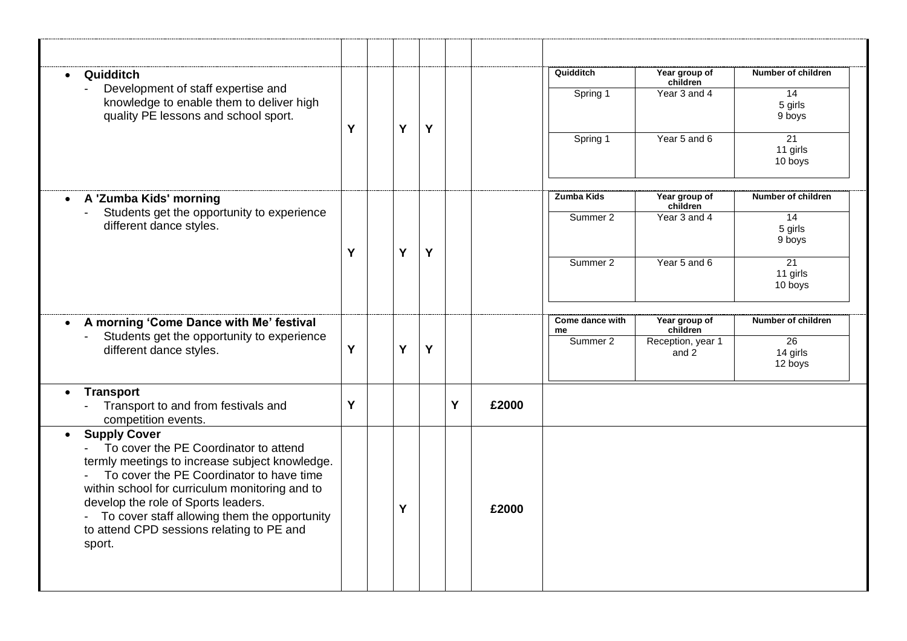| | | | | | | | |
|---|---|---|---|---|---|---|---|
| **Quidditch**<br>- Development of staff expertise and knowledge to enable them to deliver high quality PE lessons and school sport. | Y | | Y | Y | | | **Quidditch** / **Year group of children** / **Number of children**<br>Spring 1 / Year 3 and 4 / 14 (5 girls, 9 boys)<br>Spring 1 / Year 5 and 6 / 21 (11 girls, 10 boys) |
| **A 'Zumba Kids' morning**<br>- Students get the opportunity to experience different dance styles. | Y | | Y | Y | | | **Zumba Kids** / **Year group of children** / **Number of children**<br>Summer 2 / Year 3 and 4 / 14 (5 girls, 9 boys)<br>Summer 2 / Year 5 and 6 / 21 (11 girls, 10 boys) |
| **A morning 'Come Dance with Me' festival**<br>- Students get the opportunity to experience different dance styles. | Y | | Y | Y | | | **Come dance with me** / **Year group of children** / **Number of children**<br>Summer 2 / Reception, year 1 and 2 / 26 (14 girls, 12 boys) |
| **Transport**<br>- Transport to and from festivals and competition events. | Y | | | | Y | £2000 | |
| **Supply Cover**<br>- To cover the PE Coordinator to attend termly meetings to increase subject knowledge.<br>- To cover the PE Coordinator to have time within school for curriculum monitoring and to develop the role of Sports leaders.<br>- To cover staff allowing them the opportunity to attend CPD sessions relating to PE and sport. | | | Y | | | £2000 | |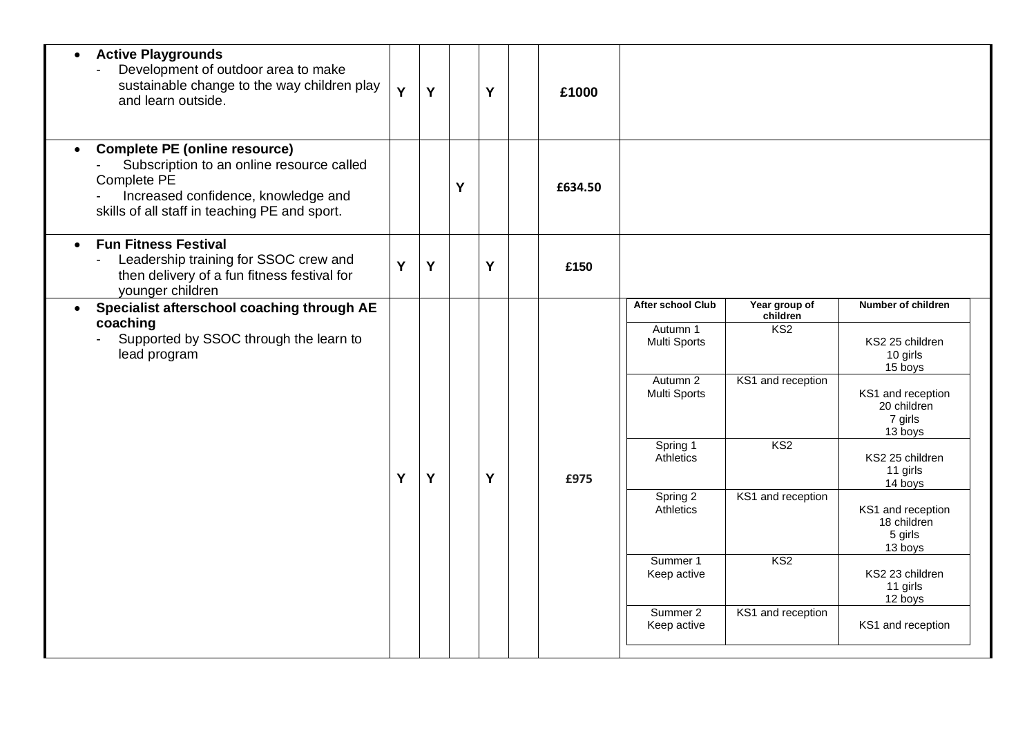| | | | | | | | |
|---|---|---|---|---|---|---|---|
| • **Active Playgrounds**<br>- Development of outdoor area to make sustainable change to the way children play and learn outside. | Y | Y | | Y | | £1000 | |
| • **Complete PE (online resource)**<br>- Subscription to an online resource called Complete PE<br>- Increased confidence, knowledge and skills of all staff in teaching PE and sport. | | | Y | | | £634.50 | |
| • **Fun Fitness Festival**<br>- Leadership training for SSOC crew and then delivery of a fun fitness festival for younger children | Y | Y | | Y | | £150 | |
| • **Specialist afterschool coaching through AE coaching**<br>- Supported by SSOC through the learn to lead program | Y | Y | | Y | | £975 | See table below |

| After school Club | Year group of children | Number of children |
|---|---|---|
| Autumn 1 Multi Sports | KS2 | KS2 25 children<br>10 girls<br>15 boys |
| Autumn 2 Multi Sports | KS1 and reception | KS1 and reception<br>20 children<br>7 girls<br>13 boys |
| Spring 1 Athletics | KS2 | KS2 25 children<br>11 girls<br>14 boys |
| Spring 2 Athletics | KS1 and reception | KS1 and reception<br>18 children<br>5 girls<br>13 boys |
| Summer 1 Keep active | KS2 | KS2 23 children<br>11 girls<br>12 boys |
| Summer 2 Keep active | KS1 and reception | KS1 and reception |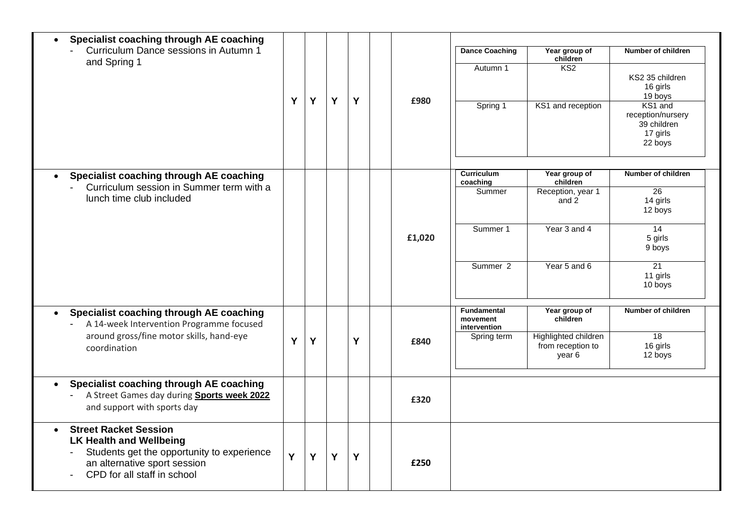| Action | | | | | | Cost | Impact |
|---|---|---|---|---|---|---|---|
| • **Specialist coaching through AE coaching**<br>- Curriculum Dance sessions in Autumn 1 and Spring 1 | Y | Y | Y | Y | | **£980** | **Dance Coaching** / **Year group of children** / **Number of children**<br>Autumn 1 / KS2 / KS2 35 children, 16 girls, 19 boys<br>Spring 1 / KS1 and reception / KS1 and reception/nursery 39 children, 17 girls, 22 boys |
| • **Specialist coaching through AE coaching**<br>- Curriculum session in Summer term with a lunch time club included | | | | | | **£1,020** | **Curriculum coaching** / **Year group of children** / **Number of children**<br>Summer / Reception, year 1 and 2 / 26, 14 girls, 12 boys<br>Summer 1 / Year 3 and 4 / 14, 5 girls, 9 boys<br>Summer 2 / Year 5 and 6 / 21, 11 girls, 10 boys |
| • **Specialist coaching through AE coaching**<br>- A 14-week Intervention Programme focused around gross/fine motor skills, hand-eye coordination | Y | Y | | Y | | **£840** | **Fundamental movement intervention** / **Year group of children** / **Number of children**<br>Spring term / Highlighted children from reception to year 6 / 18, 16 girls, 12 boys |
| • **Specialist coaching through AE coaching**<br>- A Street Games day during **Sports week 2022** and support with sports day | | | | | | **£320** | |
| • **Street Racket Session**<br>**LK Health and Wellbeing**<br>- Students get the opportunity to experience an alternative sport session<br>- CPD for all staff in school | Y | Y | Y | Y | | **£250** | |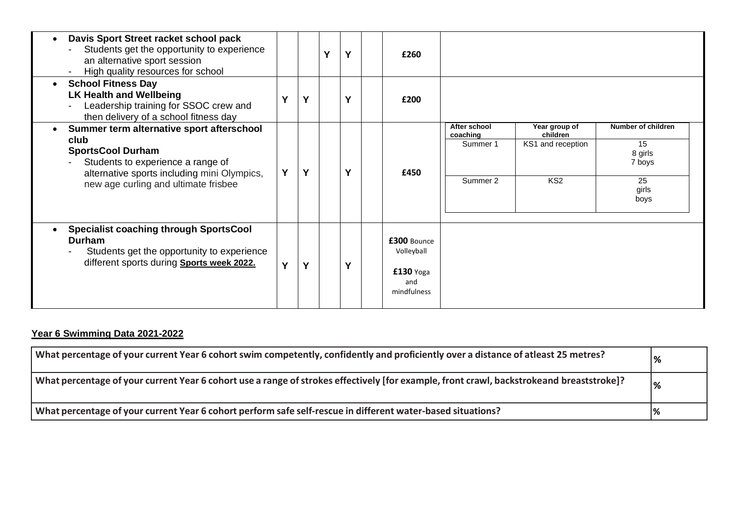| | | | | | | | |
|---|---|---|---|---|---|---|---|
| • **Davis Sport Street racket school pack**<br>- Students get the opportunity to experience an alternative sport session<br>- High quality resources for school | | | Y | Y | | £260 | |
| • **School Fitness Day**<br>**LK Health and Wellbeing**<br>- Leadership training for SSOC crew and then delivery of a school fitness day | Y | Y | | Y | | £200 | |
| • **Summer term alternative sport afterschool club**<br>**SportsCool Durham**<br>- Students to experience a range of alternative sports including mini Olympics, new age curling and ultimate frisbee | Y | Y | | Y | | £450 | **After school coaching** / **Year group of children** / **Number of children**<br>Summer 1 / KS1 and reception / 15, 8 girls, 7 boys<br>Summer 2 / KS2 / 25, girls, boys |
| • **Specialist coaching through SportsCool Durham**<br>- Students get the opportunity to experience different sports during **Sports week 2022.** | Y | Y | | Y | | **£300** Bounce Volleyball<br><br>**£130** Yoga and mindfulness | |

## Year 6 Swimming Data 2021-2022

| | |
|---|---|
| **What percentage of your current Year 6 cohort swim competently, confidently and proficiently over a distance of atleast 25 metres?** | % |
| **What percentage of your current Year 6 cohort use a range of strokes effectively [for example, front crawl, backstrokeand breaststroke]?** | % |
| **What percentage of your current Year 6 cohort perform safe self-rescue in different water-based situations?** | % |